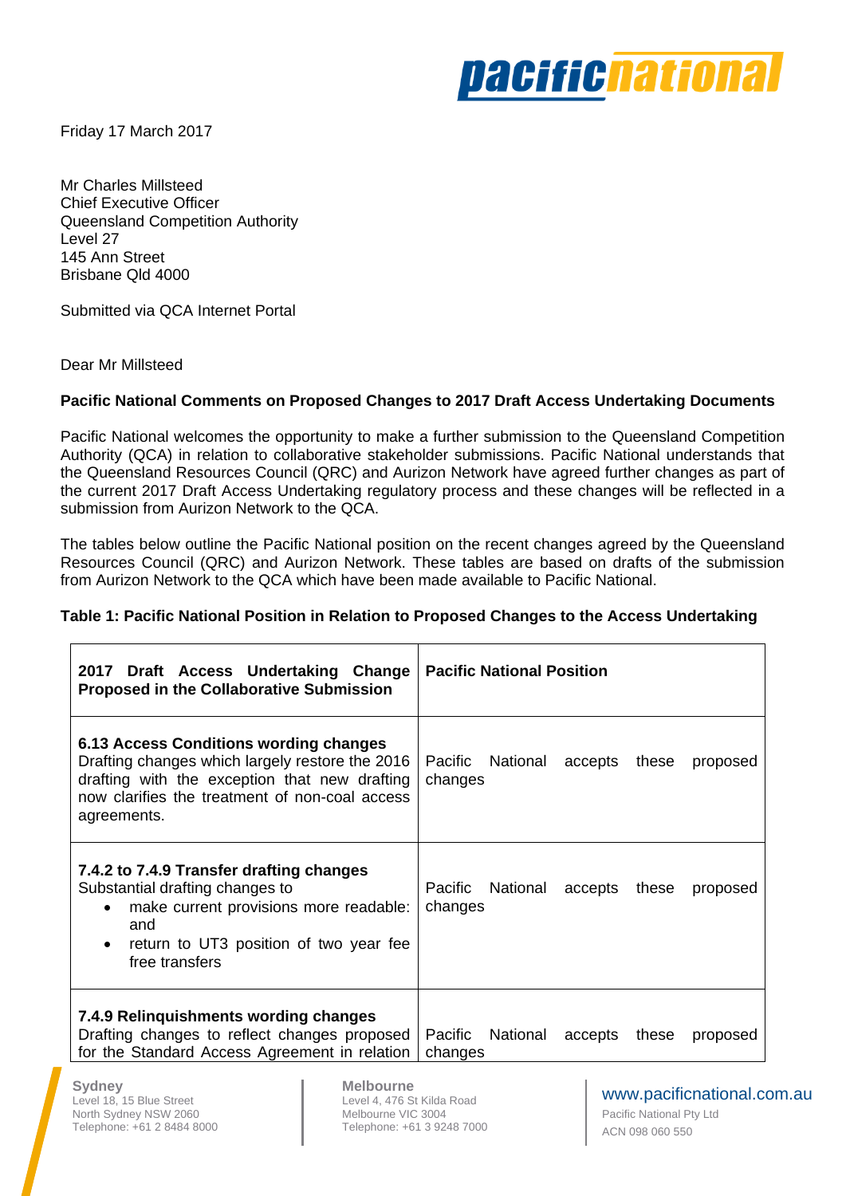Friday 17 March 2017

Mr Charles Millsteed
Chief Executive Officer
Queensland Competition Authority
Level 27
145 Ann Street
Brisbane Qld 4000

Submitted via QCA Internet Portal

Dear Mr Millsteed

**Pacific National Comments on Proposed Changes to 2017 Draft Access Undertaking Documents**

Pacific National welcomes the opportunity to make a further submission to the Queensland Competition Authority (QCA) in relation to collaborative stakeholder submissions. Pacific National understands that the Queensland Resources Council (QRC) and Aurizon Network have agreed further changes as part of the current 2017 Draft Access Undertaking regulatory process and these changes will be reflected in a submission from Aurizon Network to the QCA.

The tables below outline the Pacific National position on the recent changes agreed by the Queensland Resources Council (QRC) and Aurizon Network. These tables are based on drafts of the submission from Aurizon Network to the QCA which have been made available to Pacific National.

**Table 1: Pacific National Position in Relation to Proposed Changes to the Access Undertaking**

| 2017 Draft Access Undertaking Change Proposed in the Collaborative Submission | Pacific National Position |
|---|---|
| **6.13 Access Conditions wording changes**<br>Drafting changes which largely restore the 2016 drafting with the exception that new drafting now clarifies the treatment of non-coal access agreements. | Pacific National accepts these proposed changes |
| **7.4.2 to 7.4.9 Transfer drafting changes**<br>Substantial drafting changes to<br>• make current provisions more readable: and<br>• return to UT3 position of two year fee free transfers | Pacific National accepts these proposed changes |
| **7.4.9 Relinquishments wording changes**<br>Drafting changes to reflect changes proposed for the Standard Access Agreement in relation | Pacific National accepts these proposed changes |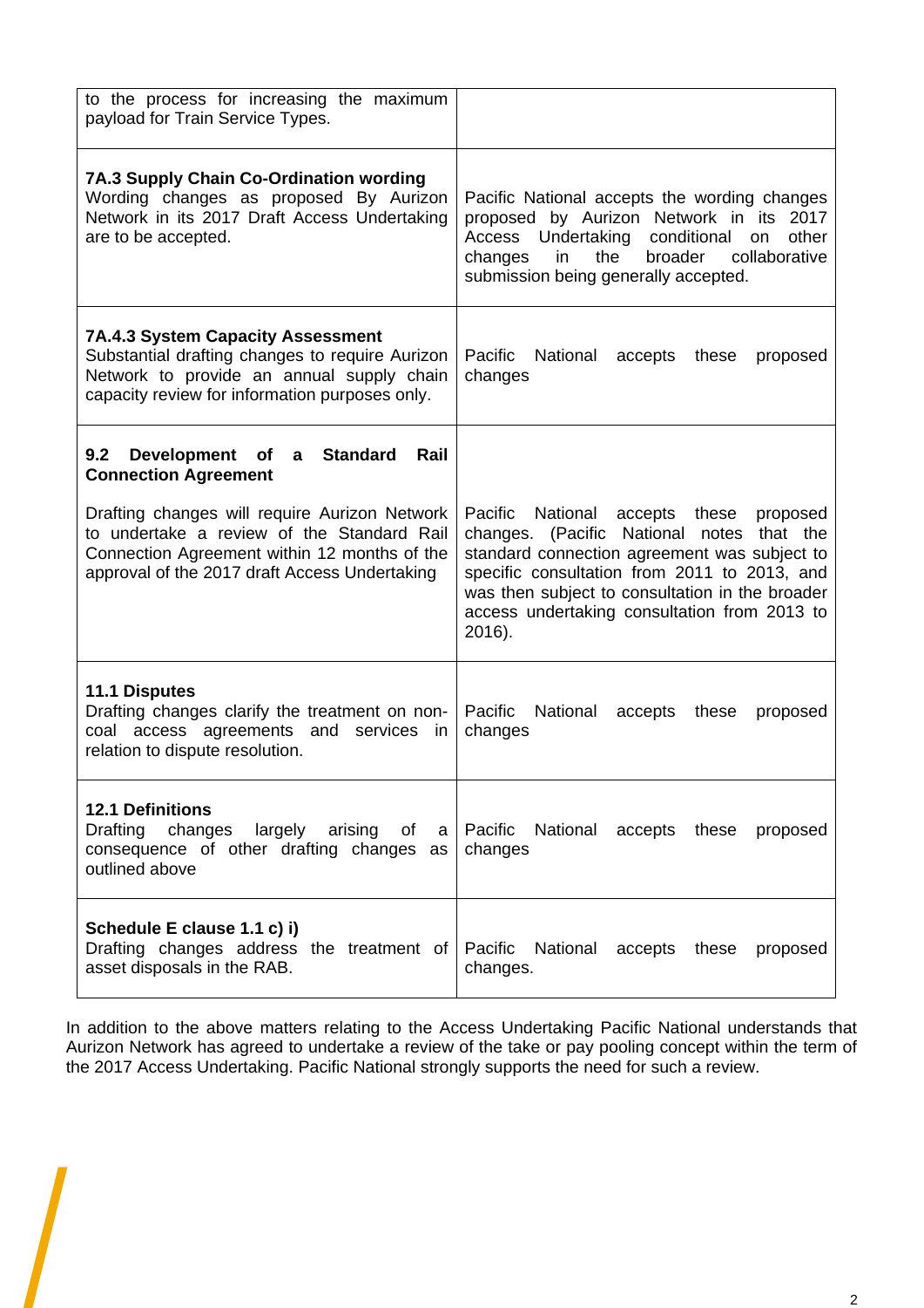| | |
|---|---|
| to the process for increasing the maximum payload for Train Service Types. | |
| **7A.3 Supply Chain Co-Ordination wording** Wording changes as proposed By Aurizon Network in its 2017 Draft Access Undertaking are to be accepted. | Pacific National accepts the wording changes proposed by Aurizon Network in its 2017 Access Undertaking conditional on other changes in the broader collaborative submission being generally accepted. |
| **7A.4.3 System Capacity Assessment** Substantial drafting changes to require Aurizon Network to provide an annual supply chain capacity review for information purposes only. | Pacific National accepts these proposed changes |
| **9.2 Development of a Standard Rail Connection Agreement** Drafting changes will require Aurizon Network to undertake a review of the Standard Rail Connection Agreement within 12 months of the approval of the 2017 draft Access Undertaking | Pacific National accepts these proposed changes. (Pacific National notes that the standard connection agreement was subject to specific consultation from 2011 to 2013, and was then subject to consultation in the broader access undertaking consultation from 2013 to 2016). |
| **11.1 Disputes** Drafting changes clarify the treatment on non-coal access agreements and services in relation to dispute resolution. | Pacific National accepts these proposed changes |
| **12.1 Definitions** Drafting changes largely arising of a consequence of other drafting changes as outlined above | Pacific National accepts these proposed changes |
| **Schedule E clause 1.1 c) i)** Drafting changes address the treatment of asset disposals in the RAB. | Pacific National accepts these proposed changes. |

In addition to the above matters relating to the Access Undertaking Pacific National understands that Aurizon Network has agreed to undertake a review of the take or pay pooling concept within the term of the 2017 Access Undertaking. Pacific National strongly supports the need for such a review.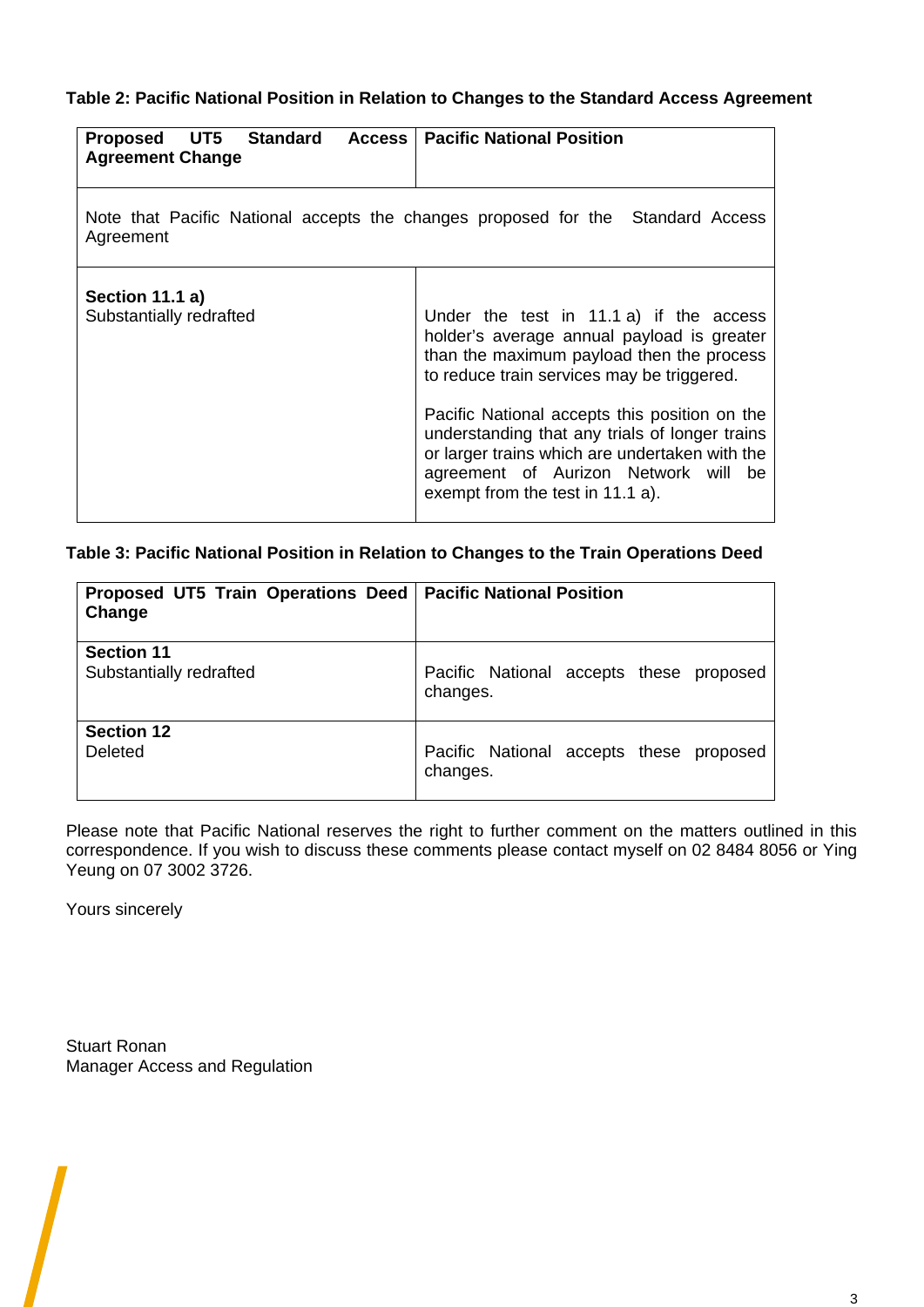**Table 2: Pacific National Position in Relation to Changes to the Standard Access Agreement**

| Proposed UT5 Standard Access Agreement Change | Pacific National Position |
|---|---|
| Note that Pacific National accepts the changes proposed for the Standard Access Agreement | |
| **Section 11.1 a)**<br>Substantially redrafted | Under the test in 11.1 a) if the access holder's average annual payload is greater than the maximum payload then the process to reduce train services may be triggered.<br><br>Pacific National accepts this position on the understanding that any trials of longer trains or larger trains which are undertaken with the agreement of Aurizon Network will be exempt from the test in 11.1 a). |

**Table 3: Pacific National Position in Relation to Changes to the Train Operations Deed**

| Proposed UT5 Train Operations Deed Change | Pacific National Position |
|---|---|
| **Section 11**<br>Substantially redrafted | Pacific National accepts these proposed changes. |
| **Section 12**<br>Deleted | Pacific National accepts these proposed changes. |

Please note that Pacific National reserves the right to further comment on the matters outlined in this correspondence. If you wish to discuss these comments please contact myself on 02 8484 8056 or Ying Yeung on 07 3002 3726.

Yours sincerely

Stuart Ronan
Manager Access and Regulation